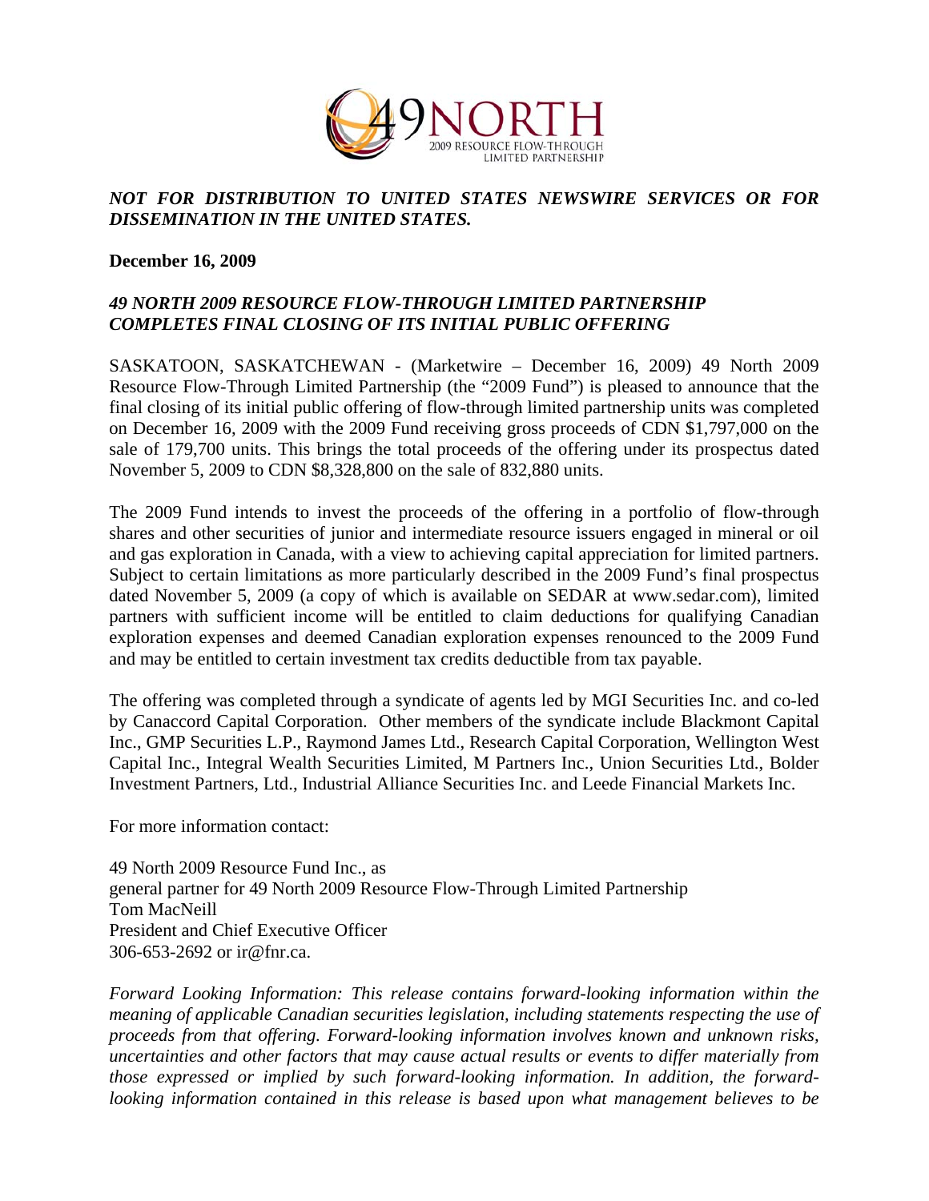*NOT FOR DISTRIBUTION TO UNITED STATES NEWSWIRE SERVICES OR FOR DISSEMINATION IN THE UNITED STATES.*

**December 16, 2009**

## *49 NORTH 2009 RESOURCE FLOW-THROUGH LIMITED PARTNERSHIP COMPLETES FINAL CLOSING OF ITS INITIAL PUBLIC OFFERING*

SASKATOON, SASKATCHEWAN - (Marketwire – December 16, 2009) 49 North 2009 Resource Flow-Through Limited Partnership (the "2009 Fund") is pleased to announce that the final closing of its initial public offering of flow-through limited partnership units was completed on December 16, 2009 with the 2009 Fund receiving gross proceeds of CDN $1,797,000 on the sale of 179,700 units. This brings the total proceeds of the offering under its prospectus dated November 5, 2009 to CDN $8,328,800 on the sale of 832,880 units.

The 2009 Fund intends to invest the proceeds of the offering in a portfolio of flow-through shares and other securities of junior and intermediate resource issuers engaged in mineral or oil and gas exploration in Canada, with a view to achieving capital appreciation for limited partners. Subject to certain limitations as more particularly described in the 2009 Fund's final prospectus dated November 5, 2009 (a copy of which is available on SEDAR at www.sedar.com), limited partners with sufficient income will be entitled to claim deductions for qualifying Canadian exploration expenses and deemed Canadian exploration expenses renounced to the 2009 Fund and may be entitled to certain investment tax credits deductible from tax payable.

The offering was completed through a syndicate of agents led by MGI Securities Inc. and co-led by Canaccord Capital Corporation. Other members of the syndicate include Blackmont Capital Inc., GMP Securities L.P., Raymond James Ltd., Research Capital Corporation, Wellington West Capital Inc., Integral Wealth Securities Limited, M Partners Inc., Union Securities Ltd., Bolder Investment Partners, Ltd., Industrial Alliance Securities Inc. and Leede Financial Markets Inc.

For more information contact:

49 North 2009 Resource Fund Inc., as
general partner for 49 North 2009 Resource Flow-Through Limited Partnership
Tom MacNeill
President and Chief Executive Officer
306-653-2692 or ir@fnr.ca.

*Forward Looking Information: This release contains forward-looking information within the meaning of applicable Canadian securities legislation, including statements respecting the use of proceeds from that offering. Forward-looking information involves known and unknown risks, uncertainties and other factors that may cause actual results or events to differ materially from those expressed or implied by such forward-looking information. In addition, the forward-looking information contained in this release is based upon what management believes to be*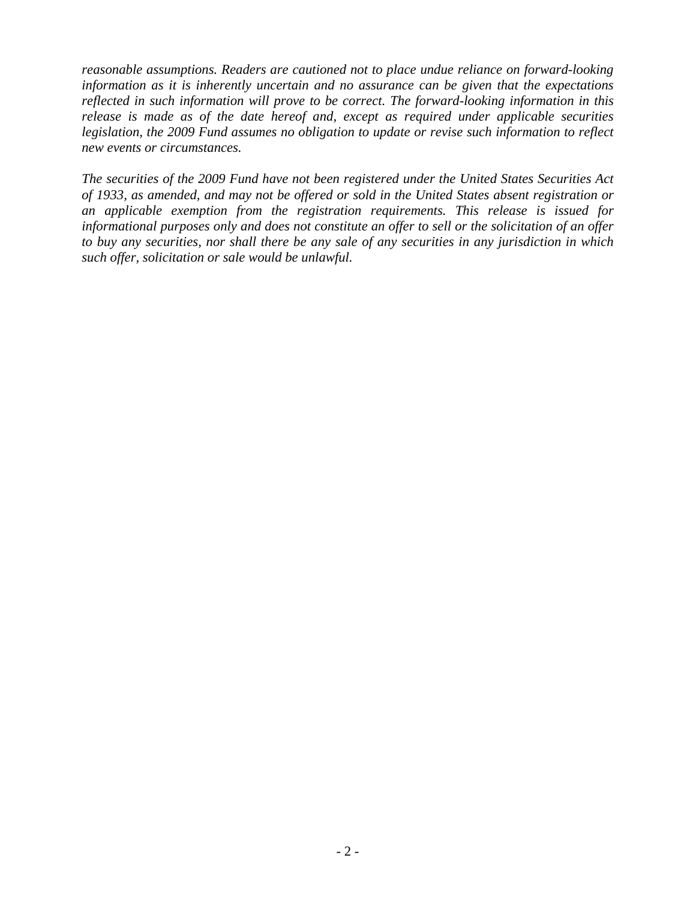*reasonable assumptions. Readers are cautioned not to place undue reliance on forward-looking information as it is inherently uncertain and no assurance can be given that the expectations reflected in such information will prove to be correct. The forward-looking information in this release is made as of the date hereof and, except as required under applicable securities legislation, the 2009 Fund assumes no obligation to update or revise such information to reflect new events or circumstances.*

*The securities of the 2009 Fund have not been registered under the United States Securities Act of 1933, as amended, and may not be offered or sold in the United States absent registration or an applicable exemption from the registration requirements. This release is issued for informational purposes only and does not constitute an offer to sell or the solicitation of an offer to buy any securities, nor shall there be any sale of any securities in any jurisdiction in which such offer, solicitation or sale would be unlawful.*